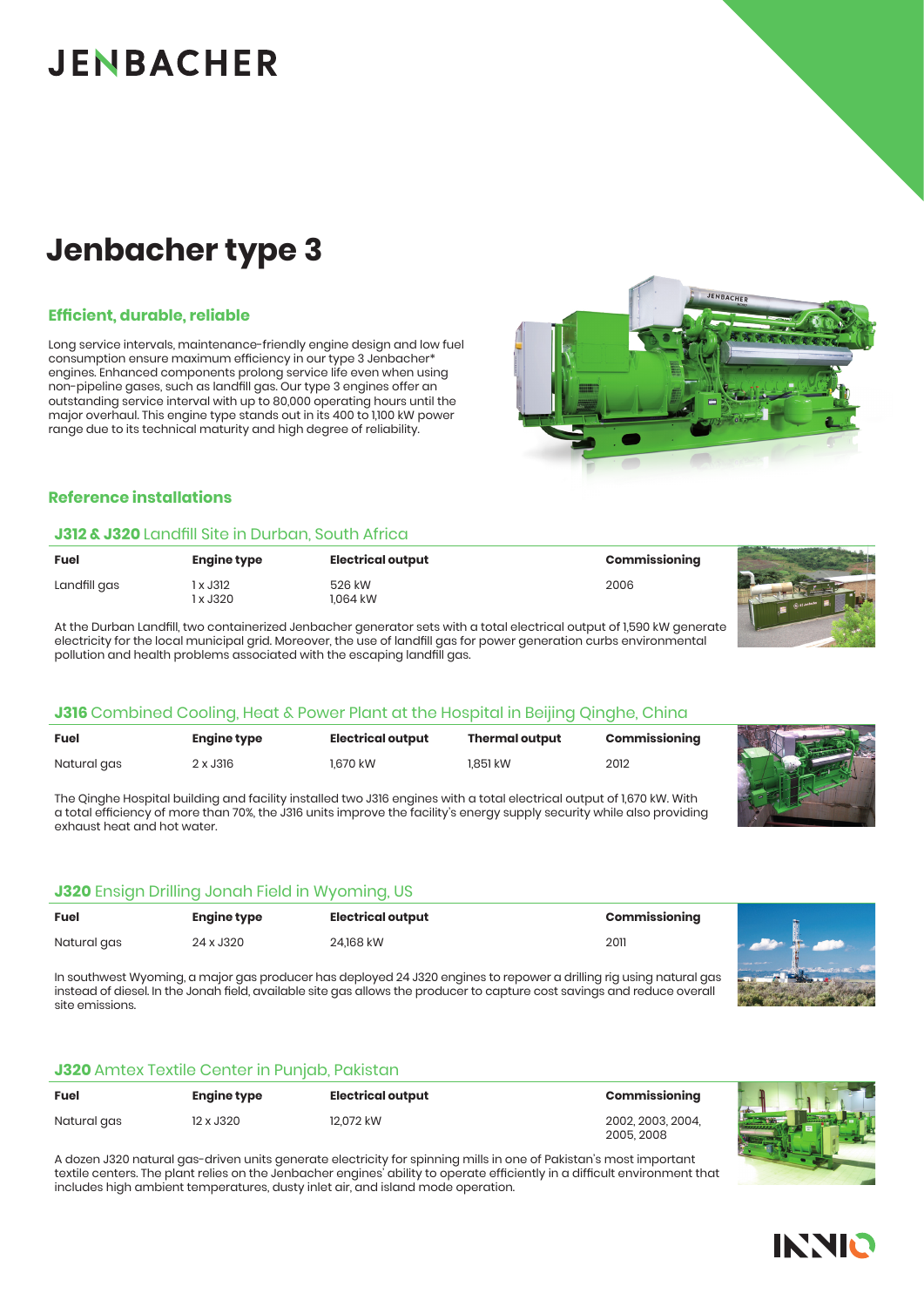# JENBACHER

# Jenbacher type 3

### Efficient, durable, reliable

Long service intervals, maintenance-friendly engine design and low fuel consumption ensure maximum efficiency in our type 3 Jenbacher* engines. Enhanced components prolong service life even when using non-pipeline gases, such as landfill gas. Our type 3 engines offer an outstanding service interval with up to 80,000 operating hours until the major overhaul. This engine type stands out in its 400 to 1,100 kW power range due to its technical maturity and high degree of reliability.

### Reference installations

#### **J312 & J320** Landfill Site in Durban, South Africa

| Fuel | Engine type | Electrical output | Commissioning |
|---|---|---|---|
| Landfill gas | 1 x J312<br>1 x J320 | 526 kW<br>1,064 kW | 2006 |

At the Durban Landfill, two containerized Jenbacher generator sets with a total electrical output of 1,590 kW generate electricity for the local municipal grid. Moreover, the use of landfill gas for power generation curbs environmental pollution and health problems associated with the escaping landfill gas.

#### **J316** Combined Cooling, Heat & Power Plant at the Hospital in Beijing Qinghe, China

| Fuel | Engine type | Electrical output | Thermal output | Commissioning |
|---|---|---|---|---|
| Natural gas | 2 x J316 | 1,670 kW | 1,851 kW | 2012 |

The Qinghe Hospital building and facility installed two J316 engines with a total electrical output of 1,670 kW. With a total efficiency of more than 70%, the J316 units improve the facility's energy supply security while also providing exhaust heat and hot water.

#### **J320** Ensign Drilling Jonah Field in Wyoming, US

| Fuel | Engine type | Electrical output | Commissioning |
|---|---|---|---|
| Natural gas | 24 x J320 | 24,168 kW | 2011 |

In southwest Wyoming, a major gas producer has deployed 24 J320 engines to repower a drilling rig using natural gas instead of diesel. In the Jonah field, available site gas allows the producer to capture cost savings and reduce overall site emissions.

#### **J320** Amtex Textile Center in Punjab, Pakistan

| Fuel | Engine type | Electrical output | Commissioning |
|---|---|---|---|
| Natural gas | 12 x J320 | 12,072 kW | 2002, 2003, 2004, 2005, 2008 |

A dozen J320 natural gas-driven units generate electricity for spinning mills in one of Pakistan's most important textile centers. The plant relies on the Jenbacher engines' ability to operate efficiently in a difficult environment that includes high ambient temperatures, dusty inlet air, and island mode operation.

INNIO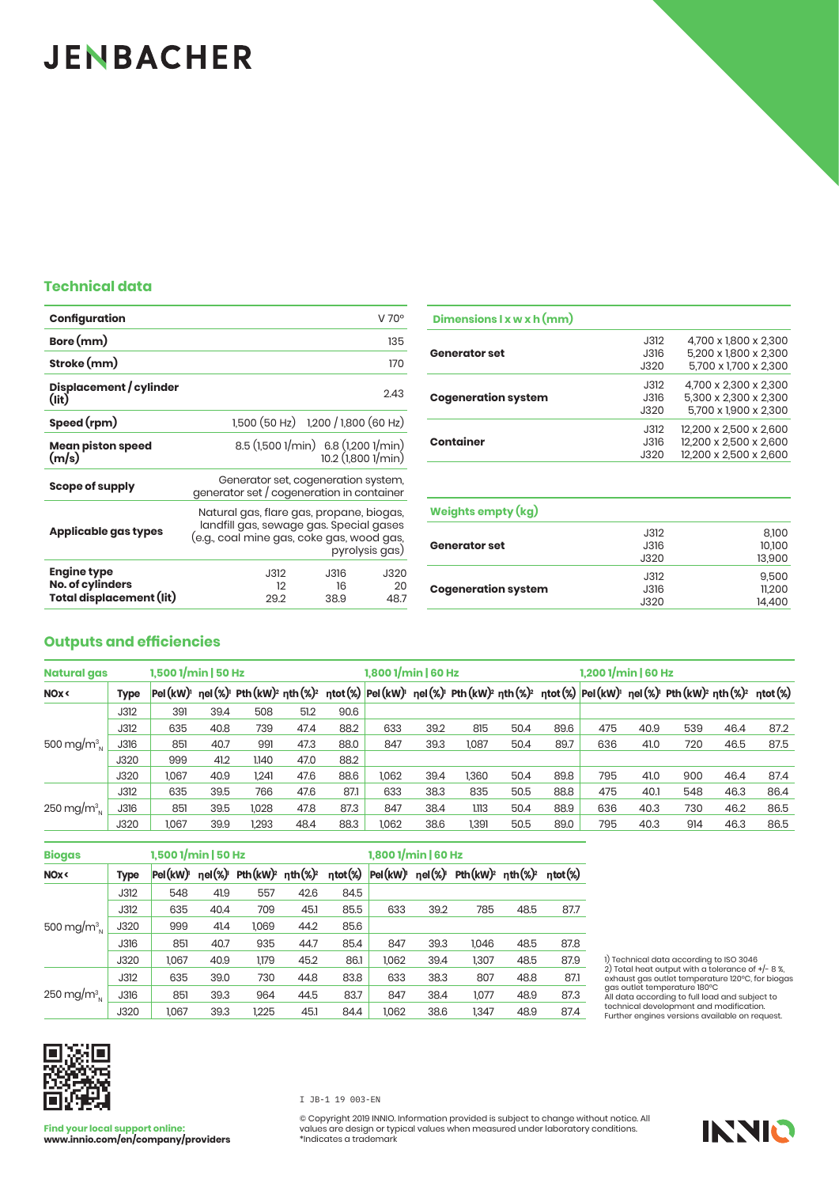# JENBACHER

## Technical data

| | | | |
|---|---|---|---|
| **Configuration** | V 70° | | |
| **Bore (mm)** | 135 | | |
| **Stroke (mm)** | 170 | | |
| **Displacement / cylinder (lit)** | 2.43 | | |
| **Speed (rpm)** | 1,500 (50 Hz) 1,200 / 1,800 (60 Hz) | | |
| **Mean piston speed (m/s)** | 8.5 (1,500 1/min) 6.8 (1,200 1/min) 10.2 (1,800 1/min) | | |
| **Scope of supply** | Generator set, cogeneration system, generator set / cogeneration in container | | |
| **Applicable gas types** | Natural gas, flare gas, propane, biogas, landfill gas, sewage gas. Special gases (e.g., coal mine gas, coke gas, wood gas, pyrolysis gas) | | |
| **Engine type** | J312 | J316 | J320 |
| **No. of cylinders** | 12 | 16 | 20 |
| **Total displacement (lit)** | 29.2 | 38.9 | 48.7 |

### Dimensions l x w x h (mm)

| | | |
|---|---|---|
| **Generator set** | J312 | 4,700 x 1,800 x 2,300 |
| | J316 | 5,200 x 1,800 x 2,300 |
| | J320 | 5,700 x 1,700 x 2,300 |
| **Cogeneration system** | J312 | 4,700 x 2,300 x 2,300 |
| | J316 | 5,300 x 2,300 x 2,300 |
| | J320 | 5,700 x 1,900 x 2,300 |
| **Container** | J312 | 12,200 x 2,500 x 2,600 |
| | J316 | 12,200 x 2,500 x 2,600 |
| | J320 | 12,200 x 2,500 x 2,600 |

### Weights empty (kg)

| | | |
|---|---|---|
| **Generator set** | J312 | 8,100 |
| | J316 | 10,100 |
| | J320 | 13,900 |
| **Cogeneration system** | J312 | 9,500 |
| | J316 | 11,200 |
| | J320 | 14,400 |

## Outputs and efficiencies

| Natural gas | | 1,500 1/min \| 50 Hz | | | | | 1,800 1/min \| 60 Hz | | | | | 1,200 1/min \| 60 Hz | | | | |
|---|---|---|---|---|---|---|---|---|---|---|---|---|---|---|---|---|
| NOx < | Type | Pel (kW)[1] | ηel (%)[1] | Pth (kW)[2] | ηth (%)[2] | ηtot (%) | Pel (kW)[1] | ηel (%)[1] | Pth (kW)[2] | ηth (%)[2] | ηtot (%) | Pel (kW)[1] | ηel (%)[1] | Pth (kW)[2] | ηth (%)[2] | ηtot (%) |
| 500 mg/m³N | J312 | 391 | 39.4 | 508 | 51.2 | 90.6 | | | | | | | | | | |
| | J312 | 635 | 40.8 | 739 | 47.4 | 88.2 | 633 | 39.2 | 815 | 50.4 | 89.6 | 475 | 40.9 | 539 | 46.4 | 87.2 |
| | J316 | 851 | 40.7 | 991 | 47.3 | 88.0 | 847 | 39.3 | 1,087 | 50.4 | 89.7 | 636 | 41.0 | 720 | 46.5 | 87.5 |
| | J320 | 999 | 41.2 | 1,140 | 47.0 | 88.2 | | | | | | | | | | |
| | J320 | 1,067 | 40.9 | 1,241 | 47.6 | 88.6 | 1,062 | 39.4 | 1,360 | 50.4 | 89.8 | 795 | 41.0 | 900 | 46.4 | 87.4 |
| 250 mg/m³N | J312 | 635 | 39.5 | 766 | 47.6 | 87.1 | 633 | 38.3 | 835 | 50.5 | 88.8 | 475 | 40.1 | 548 | 46.3 | 86.4 |
| | J316 | 851 | 39.5 | 1,028 | 47.8 | 87.3 | 847 | 38.4 | 1,113 | 50.4 | 88.9 | 636 | 40.3 | 730 | 46.2 | 86.5 |
| | J320 | 1,067 | 39.9 | 1,293 | 48.4 | 88.3 | 1,062 | 38.6 | 1,391 | 50.5 | 89.0 | 795 | 40.3 | 914 | 46.3 | 86.5 |

| Biogas | | 1,500 1/min \| 50 Hz | | | | | 1,800 1/min \| 60 Hz | | | | |
|---|---|---|---|---|---|---|---|---|---|---|---|
| NOx < | Type | Pel (kW)[1] | ηel (%)[1] | Pth (kW)[2] | ηth (%)[2] | ηtot (%) | Pel (kW)[1] | ηel (%)[1] | Pth (kW)[2] | ηth (%)[2] | ηtot (%) |
| 500 mg/m³N | J312 | 548 | 41.9 | 557 | 42.6 | 84.5 | | | | | |
| | J312 | 635 | 40.4 | 709 | 45.1 | 85.5 | 633 | 39.2 | 785 | 48.5 | 87.7 |
| | J320 | 999 | 41.4 | 1,069 | 44.2 | 85.6 | | | | | |
| | J316 | 851 | 40.7 | 935 | 44.7 | 85.4 | 847 | 39.3 | 1,046 | 48.5 | 87.8 |
| | J320 | 1,067 | 40.9 | 1,179 | 45.2 | 86.1 | 1,062 | 39.4 | 1,307 | 48.5 | 87.9 |
| 250 mg/m³N | J312 | 635 | 39.0 | 730 | 44.8 | 83.8 | 633 | 38.3 | 807 | 48.8 | 87.1 |
| | J316 | 851 | 39.3 | 964 | 44.5 | 83.7 | 847 | 38.4 | 1,077 | 48.9 | 87.3 |
| | J320 | 1,067 | 39.3 | 1,225 | 45.1 | 84.4 | 1,062 | 38.6 | 1,347 | 48.9 | 87.4 |

1) Technical data according to ISO 3046
2) Total heat output with a tolerance of +/- 8 %, exhaust gas outlet temperature 120°C, for biogas gas outlet temperature 180°C
All data according to full load and subject to technical development and modification.
Further engines versions available on request.

**Find your local support online:**
**www.innio.com/en/company/providers**

I JB-1 19 003-EN

© Copyright 2019 INNIO. Information provided is subject to change without notice. All values are design or typical values when measured under laboratory conditions.
*Indicates a trademark

INNIO